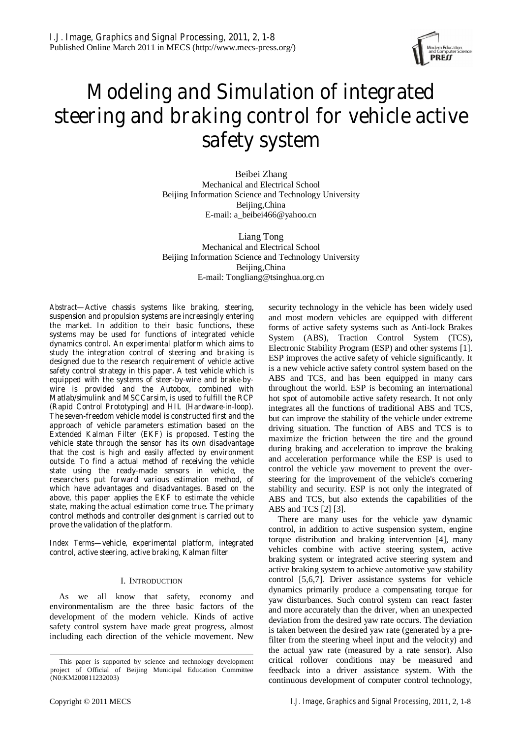# Modeling and Simulation of integrated steering and braking control for vehicle active safety system

Beibei Zhang
Mechanical and Electrical School
Beijing Information Science and Technology University
Beijing,China
E-mail: a_beibei466@yahoo.cn

Liang Tong
Mechanical and Electrical School
Beijing Information Science and Technology University
Beijing,China
E-mail: Tongliang@tsinghua.org.cn

*Abstract*—Active chassis systems like braking, steering, suspension and propulsion systems are increasingly entering the market. In addition to their basic functions, these systems may be used for functions of integrated vehicle dynamics control. An experimental platform which aims to study the integration control of steering and braking is designed due to the research requirement of vehicle active safety control strategy in this paper. A test vehicle which is equipped with the systems of steer-by-wire and brake-by-wire is provided and the Autobox, combined with Matlab/simulink and MSCCarsim, is used to fulfill the RCP (Rapid Control Prototyping) and HIL (Hardware-in-loop). The seven-freedom vehicle model is constructed first and the approach of vehicle parameters estimation based on the Extended Kalman Filter (EKF) is proposed. Testing the vehicle state through the sensor has its own disadvantage that the cost is high and easily affected by environment outside. To find a actual method of receiving the vehicle state using the ready-made sensors in vehicle, the researchers put forward various estimation method, of which have advantages and disadvantages. Based on the above, this paper applies the EKF to estimate the vehicle state, making the actual estimation come true. The primary control methods and controller designment is carried out to prove the validation of the platform.

*Index Terms*—vehicle, experimental platform, integrated control, active steering, active braking, Kalman filter

## I. INTRODUCTION

As we all know that safety, economy and environmentalism are the three basic factors of the development of the modern vehicle. Kinds of active safety control system have made great progress, almost including each direction of the vehicle movement. New security technology in the vehicle has been widely used and most modern vehicles are equipped with different forms of active safety systems such as Anti-lock Brakes System (ABS), Traction Control System (TCS), Electronic Stability Program (ESP) and other systems [1]. ESP improves the active safety of vehicle significantly. It is a new vehicle active safety control system based on the ABS and TCS, and has been equipped in many cars throughout the world. ESP is becoming an international hot spot of automobile active safety research. It not only integrates all the functions of traditional ABS and TCS, but can improve the stability of the vehicle under extreme driving situation. The function of ABS and TCS is to maximize the friction between the tire and the ground during braking and acceleration to improve the braking and acceleration performance while the ESP is used to control the vehicle yaw movement to prevent the over-steering for the improvement of the vehicle's cornering stability and security. ESP is not only the integrated of ABS and TCS, but also extends the capabilities of the ABS and TCS [2] [3].

There are many uses for the vehicle yaw dynamic control, in addition to active suspension system, engine torque distribution and braking intervention [4], many vehicles combine with active steering system, active braking system or integrated active steering system and active braking system to achieve automotive yaw stability control [5,6,7]. Driver assistance systems for vehicle dynamics primarily produce a compensating torque for yaw disturbances. Such control system can react faster and more accurately than the driver, when an unexpected deviation from the desired yaw rate occurs. The deviation is taken between the desired yaw rate (generated by a pre-filter from the steering wheel input and the velocity) and the actual yaw rate (measured by a rate sensor). Also critical rollover conditions may be measured and feedback into a driver assistance system. With the continuous development of computer control technology,

This paper is supported by science and technology development project of Official of Beijing Municipal Education Committee (N0:KM200811232003)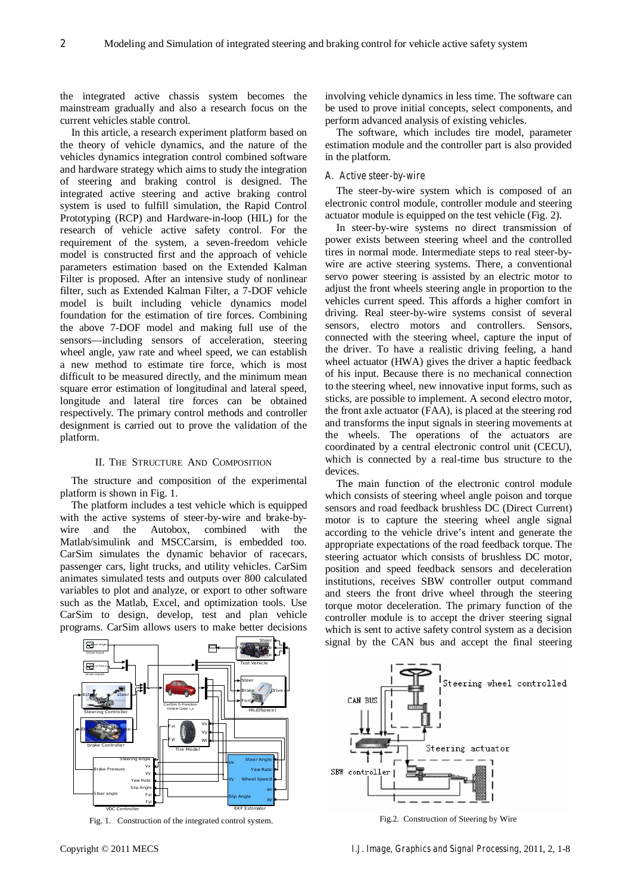the integrated active chassis system becomes the mainstream gradually and also a research focus on the current vehicles stable control.

In this article, a research experiment platform based on the theory of vehicle dynamics, and the nature of the vehicles dynamics integration control combined software and hardware strategy which aims to study the integration of steering and braking control is designed. The integrated active steering and active braking control system is used to fulfill simulation, the Rapid Control Prototyping (RCP) and Hardware-in-loop (HIL) for the research of vehicle active safety control. For the requirement of the system, a seven-freedom vehicle model is constructed first and the approach of vehicle parameters estimation based on the Extended Kalman Filter is proposed. After an intensive study of nonlinear filter, such as Extended Kalman Filter, a 7-DOF vehicle model is built including vehicle dynamics model foundation for the estimation of tire forces. Combining the above 7-DOF model and making full use of the sensors—including sensors of acceleration, steering wheel angle, yaw rate and wheel speed, we can establish a new method to estimate tire force, which is most difficult to be measured directly, and the minimum mean square error estimation of longitudinal and lateral speed, longitude and lateral tire forces can be obtained respectively. The primary control methods and controller designment is carried out to prove the validation of the platform.

## II. The Structure And Composition

The structure and composition of the experimental platform is shown in Fig. 1.

The platform includes a test vehicle which is equipped with the active systems of steer-by-wire and brake-by-wire and the Autobox, combined with the Matlab/simulink and MSCCarsim, is embedded too. CarSim simulates the dynamic behavior of racecars, passenger cars, light trucks, and utility vehicles. CarSim animates simulated tests and outputs over 800 calculated variables to plot and analyze, or export to other software such as the Matlab, Excel, and optimization tools. Use CarSim to design, develop, test and plan vehicle programs. CarSim allows users to make better decisions involving vehicle dynamics in less time. The software can be used to prove initial concepts, select components, and perform advanced analysis of existing vehicles.

Fig. 1. Construction of the integrated control system.

The software, which includes tire model, parameter estimation module and the controller part is also provided in the platform.

### A. Active steer-by-wire

The steer-by-wire system which is composed of an electronic control module, controller module and steering actuator module is equipped on the test vehicle (Fig. 2).

In steer-by-wire systems no direct transmission of power exists between steering wheel and the controlled tires in normal mode. Intermediate steps to real steer-by-wire are active steering systems. There, a conventional servo power steering is assisted by an electric motor to adjust the front wheels steering angle in proportion to the vehicles current speed. This affords a higher comfort in driving. Real steer-by-wire systems consist of several sensors, electro motors and controllers. Sensors, connected with the steering wheel, capture the input of the driver. To have a realistic driving feeling, a hand wheel actuator (HWA) gives the driver a haptic feedback of his input. Because there is no mechanical connection to the steering wheel, new innovative input forms, such as sticks, are possible to implement. A second electro motor, the front axle actuator (FAA), is placed at the steering rod and transforms the input signals in steering movements at the wheels. The operations of the actuators are coordinated by a central electronic control unit (CECU), which is connected by a real-time bus structure to the devices.

The main function of the electronic control module which consists of steering wheel angle poison and torque sensors and road feedback brushless DC (Direct Current) motor is to capture the steering wheel angle signal according to the vehicle drive's intent and generate the appropriate expectations of the road feedback torque. The steering actuator which consists of brushless DC motor, position and speed feedback sensors and deceleration institutions, receives SBW controller output command and steers the front drive wheel through the steering torque motor deceleration. The primary function of the controller module is to accept the driver steering signal which is sent to active safety control system as a decision signal by the CAN bus and accept the final steering

Fig.2. Construction of Steering by Wire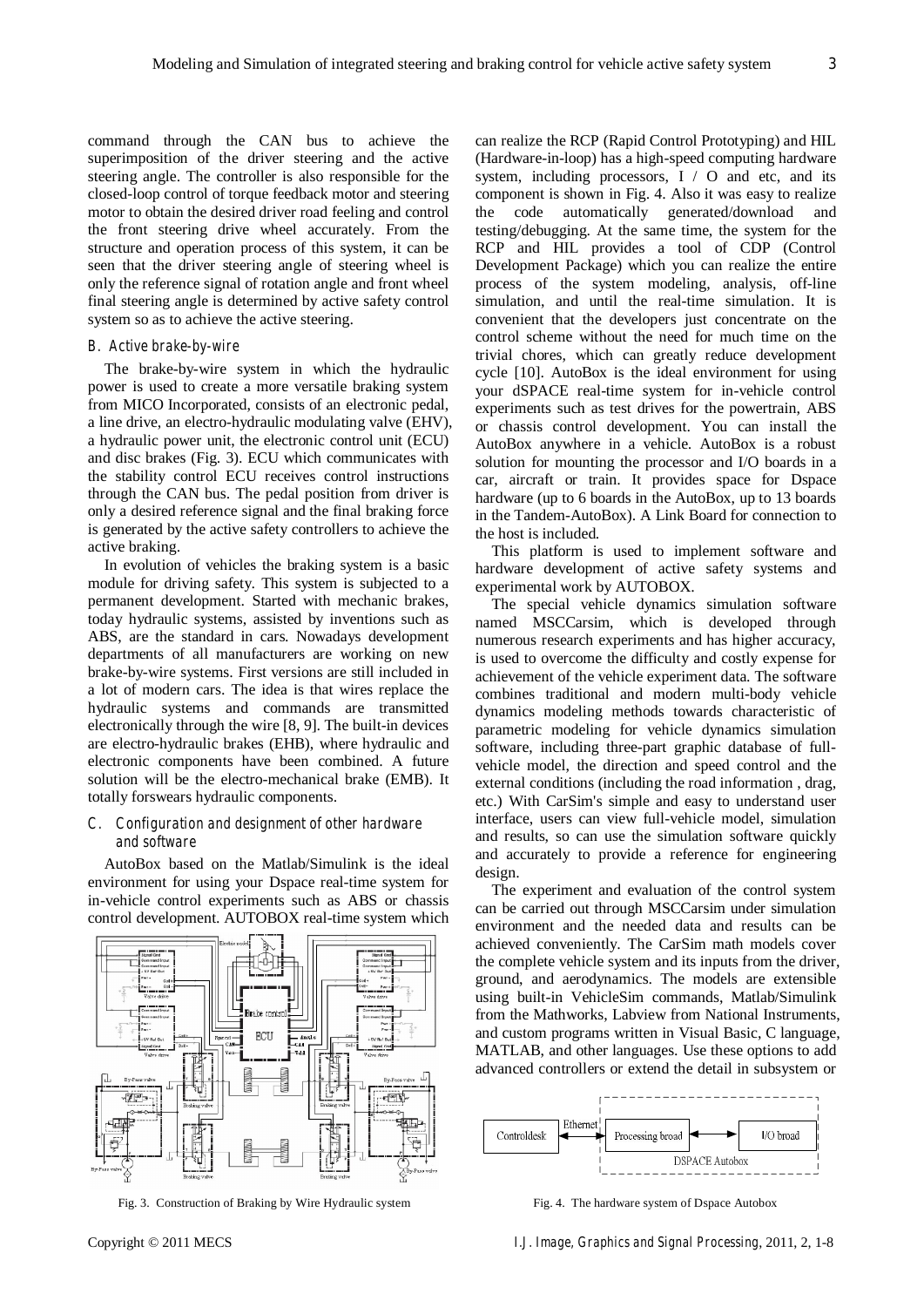command through the CAN bus to achieve the superimposition of the driver steering and the active steering angle. The controller is also responsible for the closed-loop control of torque feedback motor and steering motor to obtain the desired driver road feeling and control the front steering drive wheel accurately. From the structure and operation process of this system, it can be seen that the driver steering angle of steering wheel is only the reference signal of rotation angle and front wheel final steering angle is determined by active safety control system so as to achieve the active steering.

### B. Active brake-by-wire

The brake-by-wire system in which the hydraulic power is used to create a more versatile braking system from MICO Incorporated, consists of an electronic pedal, a line drive, an electro-hydraulic modulating valve (EHV), a hydraulic power unit, the electronic control unit (ECU) and disc brakes (Fig. 3). ECU which communicates with the stability control ECU receives control instructions through the CAN bus. The pedal position from driver is only a desired reference signal and the final braking force is generated by the active safety controllers to achieve the active braking.

In evolution of vehicles the braking system is a basic module for driving safety. This system is subjected to a permanent development. Started with mechanic brakes, today hydraulic systems, assisted by inventions such as ABS, are the standard in cars. Nowadays development departments of all manufacturers are working on new brake-by-wire systems. First versions are still included in a lot of modern cars. The idea is that wires replace the hydraulic systems and commands are transmitted electronically through the wire [8, 9]. The built-in devices are electro-hydraulic brakes (EHB), where hydraulic and electronic components have been combined. A future solution will be the electro-mechanical brake (EMB). It totally forswears hydraulic components.

### C. Configuration and designment of other hardware and software

AutoBox based on the Matlab/Simulink is the ideal environment for using your Dspace real-time system for in-vehicle control experiments such as ABS or chassis control development. AUTOBOX real-time system which can realize the RCP (Rapid Control Prototyping) and HIL (Hardware-in-loop) has a high-speed computing hardware system, including processors, I / O and etc, and its component is shown in Fig. 4. Also it was easy to realize the code automatically generated/download and testing/debugging. At the same time, the system for the RCP and HIL provides a tool of CDP (Control Development Package) which you can realize the entire process of the system modeling, analysis, off-line simulation, and until the real-time simulation. It is convenient that the developers just concentrate on the control scheme without the need for much time on the trivial chores, which can greatly reduce development cycle [10]. AutoBox is the ideal environment for using your dSPACE real-time system for in-vehicle control experiments such as test drives for the powertrain, ABS or chassis control development. You can install the AutoBox anywhere in a vehicle. AutoBox is a robust solution for mounting the processor and I/O boards in a car, aircraft or train. It provides space for Dspace hardware (up to 6 boards in the AutoBox, up to 13 boards in the Tandem-AutoBox). A Link Board for connection to the host is included.

Fig. 3. Construction of Braking by Wire Hydraulic system

This platform is used to implement software and hardware development of active safety systems and experimental work by AUTOBOX.

The special vehicle dynamics simulation software named MSCCarsim, which is developed through numerous research experiments and has higher accuracy, is used to overcome the difficulty and costly expense for achievement of the vehicle experiment data. The software combines traditional and modern multi-body vehicle dynamics modeling methods towards characteristic of parametric modeling for vehicle dynamics simulation software, including three-part graphic database of full-vehicle model, the direction and speed control and the external conditions (including the road information , drag, etc.) With CarSim's simple and easy to understand user interface, users can view full-vehicle model, simulation and results, so can use the simulation software quickly and accurately to provide a reference for engineering design.

The experiment and evaluation of the control system can be carried out through MSCCarsim under simulation environment and the needed data and results can be achieved conveniently. The CarSim math models cover the complete vehicle system and its inputs from the driver, ground, and aerodynamics. The models are extensible using built-in VehicleSim commands, Matlab/Simulink from the Mathworks, Labview from National Instruments, and custom programs written in Visual Basic, C language, MATLAB, and other languages. Use these options to add advanced controllers or extend the detail in subsystem or

Fig. 4. The hardware system of Dspace Autobox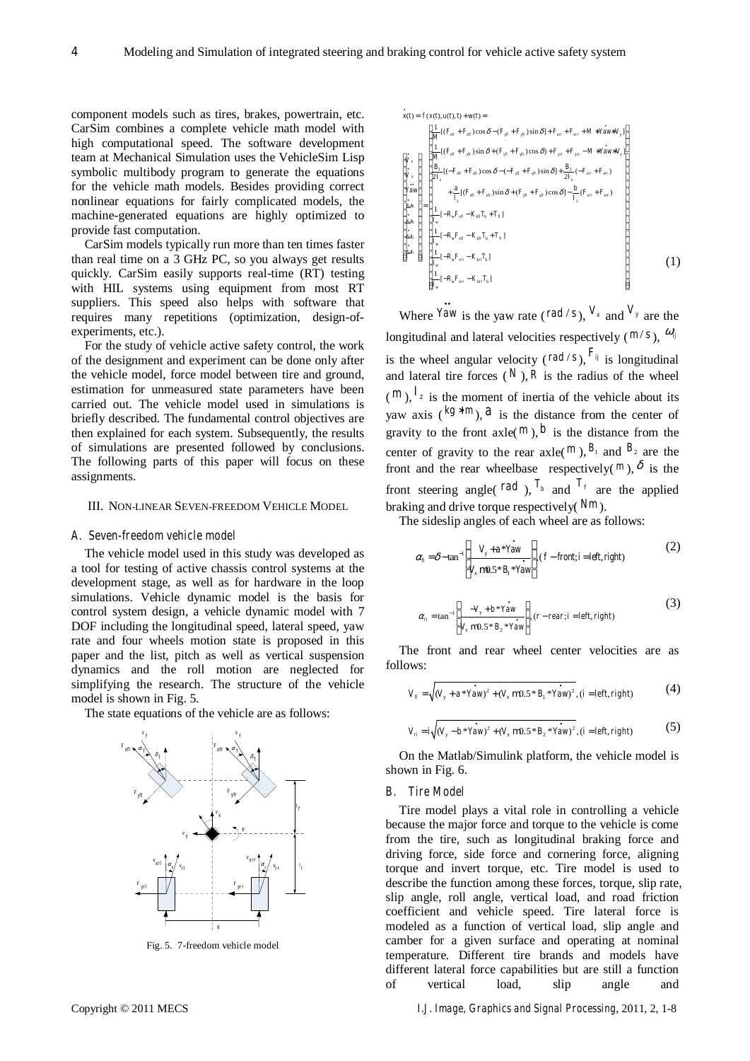component models such as tires, brakes, powertrain, etc. CarSim combines a complete vehicle math model with high computational speed. The software development team at Mechanical Simulation uses the VehicleSim Lisp symbolic multibody program to generate the equations for the vehicle math models. Besides providing correct nonlinear equations for fairly complicated models, the machine-generated equations are highly optimized to provide fast computation.

CarSim models typically run more than ten times faster than real time on a 3 GHz PC, so you always get results quickly. CarSim easily supports real-time (RT) testing with HIL systems using equipment from most RT suppliers. This speed also helps with software that requires many repetitions (optimization, design-of-experiments, etc.).

For the study of vehicle active safety control, the work of the designment and experiment can be done only after the vehicle model, force model between tire and ground, estimation for unmeasured state parameters have been carried out. The vehicle model used in simulations is briefly described. The fundamental control objectives are then explained for each system. Subsequently, the results of simulations are presented followed by conclusions. The following parts of this paper will focus on these assignments.

## III. Non-linear Seven-freedom Vehicle Model

### A. Seven-freedom vehicle model

The vehicle model used in this study was developed as a tool for testing of active chassis control systems at the development stage, as well as for hardware in the loop simulations. Vehicle dynamic model is the basis for control system design, a vehicle dynamic model with 7 DOF including the longitudinal speed, lateral speed, yaw rate and four wheels motion state is proposed in this paper and the list, pitch as well as vertical suspension dynamics and the roll motion are neglected for simplifying the research. The structure of the vehicle model is shown in Fig. 5.

The state equations of the vehicle are as follows:

Fig. 5. 7-freedom vehicle model

$$\dot{x}(t) = f(x(t), u(t), t) + w(t) =$$

$$\begin{bmatrix} \dot{V}_x \\ \dot{V}_y \\ \ddot{Yaw} \\ \dot{\omega}_{fl} \\ \dot{\omega}_{fr} \\ \dot{\omega}_{rl} \\ \dot{\omega}_{rr} \end{bmatrix} = \begin{bmatrix} \frac{1}{M}[(F_{xfr}+F_{xfl})\cos\delta-(F_{yfl}+F_{yfr})\sin\delta]+F_{xrl}+F_{xrr}+M*\dot{Yaw}*V_y] \\ \frac{1}{M}[(F_{xfl}+F_{xfr})\sin\delta+(F_{yfl}+F_{yfr})\cos\delta)+F_{yrl}+F_{yrr}-M*\dot{Yaw}*V_x] \\ \frac{B_1}{2I_z}[(-F_{xfl}+F_{xfr})\cos\delta-(-F_{yfl}+F_{yfr})\sin\delta]+\frac{B_2}{2I_z}(-F_{xrl}+F_{xrr}) \\ +\frac{a}{I_z}[(F_{xfl}+F_{xfr})\sin\delta+(F_{yfl}+F_{yfr})\cos\delta]-\frac{b}{I_z}(F_{xrl}+F_{xrr}) \\ \frac{1}{I_w}[-R_wF_{xfl}-K_{bfl}T_b+T_{fl}] \\ \frac{1}{I_w}[-R_wF_{xfr}-K_{bfr}T_b+T_{fr}] \\ \frac{1}{I_w}[-R_wF_{xrl}-K_{brl}T_b] \\ \frac{1}{I_w}[-R_wF_{xrr}-K_{brr}T_b] \end{bmatrix} \tag{1}$$

Where $\ddot{Yaw}$ is the yaw rate ($rad/s$), $V_x$ and $V_y$ are the longitudinal and lateral velocities respectively ($m/s$), $\omega_{ij}$ is the wheel angular velocity ($rad/s$), $F_{ij}$ is longitudinal and lateral tire forces ($N$), $R$ is the radius of the wheel ($m$), $I_z$ is the moment of inertia of the vehicle about its yaw axis ($kg*m$), $a$ is the distance from the center of gravity to the front axle($m$), $b$ is the distance from the center of gravity to the rear axle($m$), $B_1$ and $B_2$ are the front and the rear wheelbase respectively($m$), $\delta$ is the front steering angle( $rad$ ), $T_b$ and $T_f$ are the applied braking and drive torque respectively($Nm$).

The sideslip angles of each wheel are as follows:

$$\alpha_{fi} = \delta - \tan^{-1}\left(\frac{V_y + a*\dot{Yaw}}{V_x \mp 0.5*B_1*\dot{Yaw}}\right), (f-\text{front}; i=\text{left, right}) \tag{2}$$

$$\alpha_{ri} = \tan^{-1}\left(\frac{-V_y + b*\dot{Yaw}}{V_x \mp 0.5*B_2*\dot{Yaw}}\right), (r-\text{rear}; i=\text{left, right}) \tag{3}$$

The front and rear wheel center velocities are as follows:

$$V_{fi} = \sqrt{(V_y + a*\dot{Yaw})^2 + (V_x \mp 0.5*B_1*\dot{Yaw})^2}, (i=\text{left, right}) \tag{4}$$

$$V_{ri} = i\sqrt{(V_y - b*\dot{Yaw})^2 + (V_x \mp 0.5*B_2*\dot{Yaw})^2}, (i=\text{left, right}) \tag{5}$$

On the Matlab/Simulink platform, the vehicle model is shown in Fig. 6.

### B. Tire Model

Tire model plays a vital role in controlling a vehicle because the major force and torque to the vehicle is come from the tire, such as longitudinal braking force and driving force, side force and cornering force, aligning torque and invert torque, etc. Tire model is used to describe the function among these forces, torque, slip rate, slip angle, roll angle, vertical load, and road friction coefficient and vehicle speed. Tire lateral force is modeled as a function of vertical load, slip angle and camber for a given surface and operating at nominal temperature. Different tire brands and models have different lateral force capabilities but are still a function of vertical load, slip angle and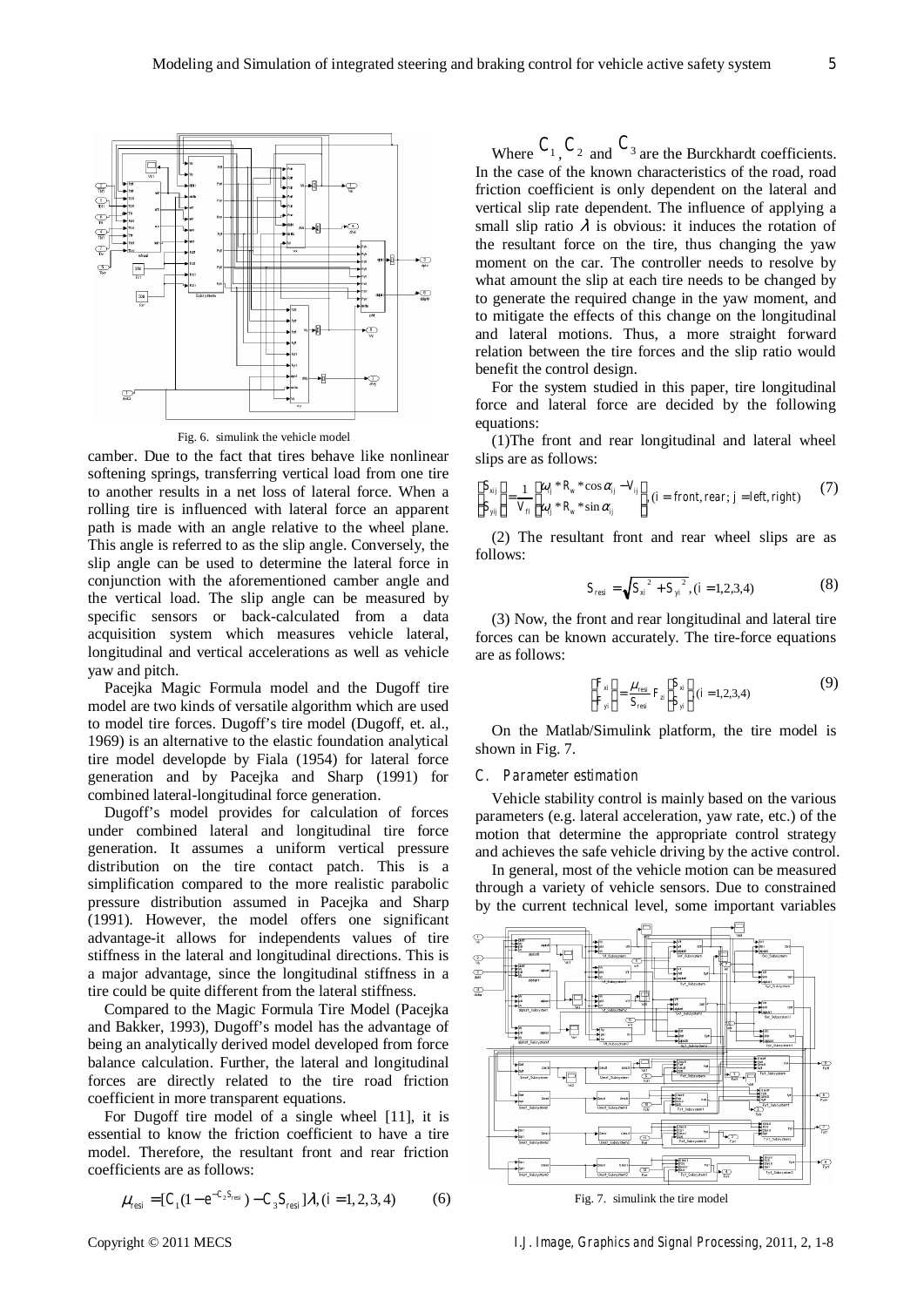Fig. 6. simulink the vehicle model

camber. Due to the fact that tires behave like nonlinear softening springs, transferring vertical load from one tire to another results in a net loss of lateral force. When a rolling tire is influenced with lateral force an apparent path is made with an angle relative to the wheel plane. This angle is referred to as the slip angle. Conversely, the slip angle can be used to determine the lateral force in conjunction with the aforementioned camber angle and the vertical load. The slip angle can be measured by specific sensors or back-calculated from a data acquisition system which measures vehicle lateral, longitudinal and vertical accelerations as well as vehicle yaw and pitch.

Pacejka Magic Formula model and the Dugoff tire model are two kinds of versatile algorithm which are used to model tire forces. Dugoff's tire model (Dugoff, et. al., 1969) is an alternative to the elastic foundation analytical tire model developde by Fiala (1954) for lateral force generation and by Pacejka and Sharp (1991) for combined lateral-longitudinal force generation.

Dugoff's model provides for calculation of forces under combined lateral and longitudinal tire force generation. It assumes a uniform vertical pressure distribution on the tire contact patch. This is a simplification compared to the more realistic parabolic pressure distribution assumed in Pacejka and Sharp (1991). However, the model offers one significant advantage-it allows for independents values of tire stiffness in the lateral and longitudinal directions. This is a major advantage, since the longitudinal stiffness in a tire could be quite different from the lateral stiffness.

Compared to the Magic Formula Tire Model (Pacejka and Bakker, 1993), Dugoff's model has the advantage of being an analytically derived model developed from force balance calculation. Further, the lateral and longitudinal forces are directly related to the tire road friction coefficient in more transparent equations.

For Dugoff tire model of a single wheel [11], it is essential to know the friction coefficient to have a tire model. Therefore, the resultant front and rear friction coefficients are as follows:

$$\mu_{resi} = [C_1(1-e^{-C_2 S_{resi}}) - C_3 S_{resi}]\lambda, (i=1,2,3,4) \qquad (6)$$

Where $C_1$, $C_2$ and $C_3$ are the Burckhardt coefficients. In the case of the known characteristics of the road, road friction coefficient is only dependent on the lateral and vertical slip rate dependent. The influence of applying a small slip ratio $\lambda$ is obvious: it induces the rotation of the resultant force on the tire, thus changing the yaw moment on the car. The controller needs to resolve by what amount the slip at each tire needs to be changed by to generate the required change in the yaw moment, and to mitigate the effects of this change on the longitudinal and lateral motions. Thus, a more straight forward relation between the tire forces and the slip ratio would benefit the control design.

For the system studied in this paper, tire longitudinal force and lateral force are decided by the following equations:

(1)The front and rear longitudinal and lateral wheel slips are as follows:

$$\begin{bmatrix} S_{xij} \\ S_{yij} \end{bmatrix} = \frac{1}{V_{ti}} \begin{bmatrix} \omega_j * R_w * \cos\alpha_{ij} - V_{ij} \\ \omega_j * R_w * \sin\alpha_{ij} \end{bmatrix}, (i = front, rear; j = left, right) \qquad (7)$$

(2) The resultant front and rear wheel slips are as follows:

$$S_{resi} = \sqrt{S_{xi}^{\ 2} + S_{yi}^{\ 2}}, (i=1,2,3,4) \qquad (8)$$

(3) Now, the front and rear longitudinal and lateral tire forces can be known accurately. The tire-force equations are as follows:

$$\begin{bmatrix} F_{xi} \\ F_{yi} \end{bmatrix} = \frac{\mu_{resi}}{S_{resi}} F_{zi} \begin{bmatrix} S_{xi} \\ S_{yi} \end{bmatrix}, (i=1,2,3,4) \qquad (9)$$

On the Matlab/Simulink platform, the tire model is shown in Fig. 7.

### C. Parameter estimation

Vehicle stability control is mainly based on the various parameters (e.g. lateral acceleration, yaw rate, etc.) of the motion that determine the appropriate control strategy and achieves the safe vehicle driving by the active control.

In general, most of the vehicle motion can be measured through a variety of vehicle sensors. Due to constrained by the current technical level, some important variables

Fig. 7. simulink the tire model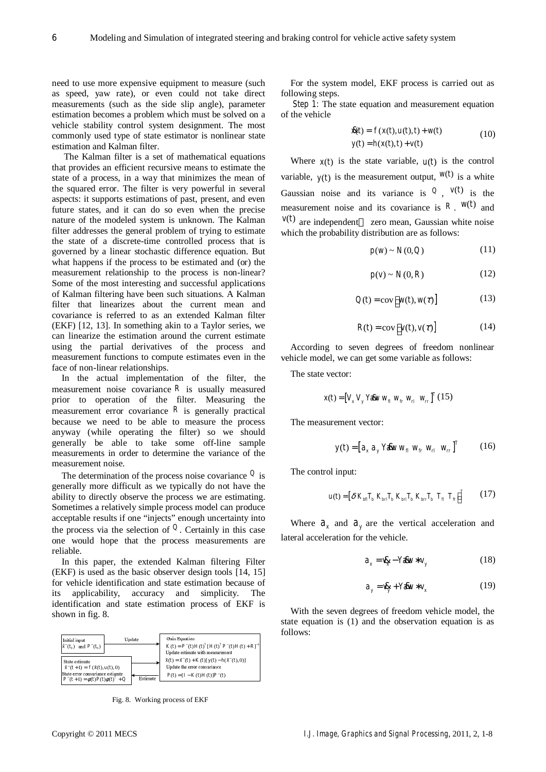need to use more expensive equipment to measure (such as speed, yaw rate), or even could not take direct measurements (such as the side slip angle), parameter estimation becomes a problem which must be solved on a vehicle stability control system designment. The most commonly used type of state estimator is nonlinear state estimation and Kalman filter.

The Kalman filter is a set of mathematical equations that provides an efficient recursive means to estimate the state of a process, in a way that minimizes the mean of the squared error. The filter is very powerful in several aspects: it supports estimations of past, present, and even future states, and it can do so even when the precise nature of the modeled system is unknown. The Kalman filter addresses the general problem of trying to estimate the state of a discrete-time controlled process that is governed by a linear stochastic difference equation. But what happens if the process to be estimated and (or) the measurement relationship to the process is non-linear? Some of the most interesting and successful applications of Kalman filtering have been such situations. A Kalman filter that linearizes about the current mean and covariance is referred to as an extended Kalman filter (EKF) [12, 13]. In something akin to a Taylor series, we can linearize the estimation around the current estimate using the partial derivatives of the process and measurement functions to compute estimates even in the face of non-linear relationships.

In the actual implementation of the filter, the measurement noise covariance $R$ is usually measured prior to operation of the filter. Measuring the measurement error covariance $R$ is generally practical because we need to be able to measure the process anyway (while operating the filter) so we should generally be able to take some off-line sample measurements in order to determine the variance of the measurement noise.

The determination of the process noise covariance $Q$ is generally more difficult as we typically do not have the ability to directly observe the process we are estimating. Sometimes a relatively simple process model can produce acceptable results if one "injects" enough uncertainty into the process via the selection of $Q$. Certainly in this case one would hope that the process measurements are reliable.

In this paper, the extended Kalman filtering Filter (EKF) is used as the basic observer design tools [14, 15] for vehicle identification and state estimation because of its applicability, accuracy and simplicity. The identification and state estimation process of EKF is shown in fig. 8.

| Initial input $\hat{x}^-(t_0)$ and $P^-(t_0)$ | Update → | Gain Equation $K(t) = P^-(t)H(t)^T[H(t)^T P^-(t)H(t) + R]^{-1}$ Update estimate with measurement $\hat{x}(t) = \hat{x}^-(t) + K(t)[y(t) - h(\hat{x}^-(t), 0)]$ Update the error convariance $P(t) = [I - K(t)H(t)]P^-(t)$ |
|---|---|---|
| State estimate $\hat{x}^-(t+1) = f(\hat{x}(t), u(t), 0)$ State error convariance estimate $P^-(t+1) = \phi(t)P(t)\phi(t)^T + Q$ | ← Estimate | |

Fig. 8. Working process of EKF

For the system model, EKF process is carried out as following steps.

*Step 1*: The state equation and measurement equation of the vehicle

$$\dot{x}(t) = f(x(t), u(t), t) + w(t)$$
$$y(t) = h(x(t), t) + v(t) \tag{10}$$

Where $x(t)$ is the state variable, $u(t)$ is the control variable, $y(t)$ is the measurement output, $w(t)$ is a white Gaussian noise and its variance is $Q$, $v(t)$ is the measurement noise and its covariance is $R$. $w(t)$ and $v(t)$ are independent, zero mean, Gaussian white noise which the probability distribution are as follows:

$$p(w) \sim N(0, Q) \tag{11}$$

$$p(v) \sim N(0, R) \tag{12}$$

$$Q(t) = \text{cov}[w(t), w(\tau)] \tag{13}$$

$$R(t) = \text{cov}[v(t), v(\tau)] \tag{14}$$

According to seven degrees of freedom nonlinear vehicle model, we can get some variable as follows:

The state vector:

$$x(t) = [V_x\ V_y\ Ya\dot{w}\ w_{fl}\ w_{fr}\ w_{rl}\ w_{rr}]^T \tag{15}$$

The measurement vector:

$$y(t) = [a_x\ a_y\ Ya\dot{w}\ w_{fl}\ w_{fr}\ w_{rl}\ w_{rr}]^T \tag{16}$$

The control input:

$$u(t) = [\delta\ K_{bfl}T_b\ K_{brl}T_b\ K_{brl}T_b\ K_{brr}T_b\ T_{fl}\ T_{fr}]^T \tag{17}$$

Where $a_x$ and $a_y$ are the vertical acceleration and lateral acceleration for the vehicle.

$$a_x = \dot{v}_x - Ya\dot{w} * v_y \tag{18}$$

$$a_y = \dot{v}_y + Ya\dot{w} * v_x \tag{19}$$

With the seven degrees of freedom vehicle model, the state equation is (1) and the observation equation is as follows: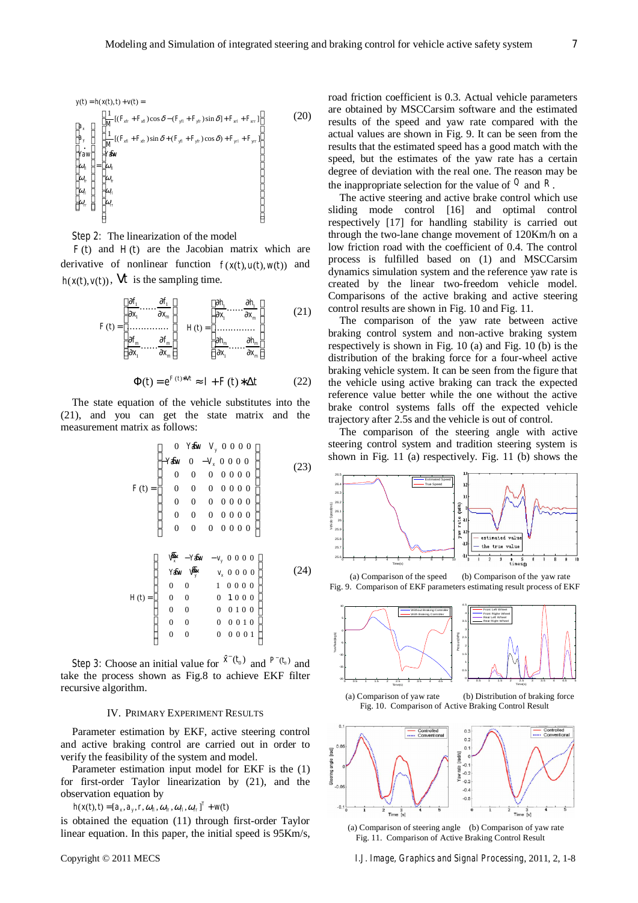$$y(t) = h(x(t),t) + v(t) =$$

$$\begin{bmatrix} a_x \\ a_y \\ \dot{Yaw} \\ \omega_{fl} \\ \omega_{fr} \\ \omega_{rl} \\ \omega_{rr} \end{bmatrix} = \begin{bmatrix} \frac{1}{M}[(F_{xfr}+F_{xfl})\cos\delta - (F_{yfl}+F_{yfr})\sin\delta] + F_{xrl} + F_{xrr}] \\ \frac{1}{M}[(F_{xfl}+F_{xfr})\sin\delta + (F_{yfl}+F_{yfr})\cos\delta) + F_{yrl} + F_{yrr}] \\ \dot{Yaw} \\ \omega_{fl} \\ \omega_{fr} \\ \omega_{rl} \\ \omega_{rr} \end{bmatrix} \tag{20}$$

Step 2: The linearization of the model

$F(t)$ and $H(t)$ are the Jacobian matrix which are derivative of nonlinear function $f(x(t),u(t),w(t))$ and $h(x(t),v(t))$, $\nabla t$ is the sampling time.

$$F(t) = \begin{bmatrix} \frac{\partial f_1}{\partial x_1} \cdots\cdots \frac{\partial f_1}{\partial x_m} \\ \cdots\cdots\cdots\cdots \\ \frac{\partial f_m}{\partial x_1} \cdots\cdots \frac{\partial f_m}{\partial x_m} \end{bmatrix} \quad H(t) = \begin{bmatrix} \frac{\partial h_1}{\partial x_1} \cdots\cdots \frac{\partial h_1}{\partial x_m} \\ \cdots\cdots\cdots\cdots \\ \frac{\partial h_m}{\partial x_1} \cdots\cdots \frac{\partial h_m}{\partial x_m} \end{bmatrix} \tag{21}$$

$$\Phi(t) = e^{F(t)*\nabla t} \approx I + F(t)*\Delta t \tag{22}$$

The state equation of the vehicle substitutes into the (21), and you can get the state matrix and the measurement matrix as follows:

$$F(t) = \begin{bmatrix} 0 & \dot{Yaw} & V_y & 0 & 0 & 0 & 0 \\ -\dot{Yaw} & 0 & -V_x & 0 & 0 & 0 & 0 \\ 0 & 0 & 0 & 0 & 0 & 0 & 0 \\ 0 & 0 & 0 & 0 & 0 & 0 & 0 \\ 0 & 0 & 0 & 0 & 0 & 0 & 0 \\ 0 & 0 & 0 & 0 & 0 & 0 & 0 \\ 0 & 0 & 0 & 0 & 0 & 0 & 0 \end{bmatrix} \tag{23}$$

$$H(t) = \begin{bmatrix} \dot{V}_x & -\dot{Yaw} & -v_y & 0 & 0 & 0 & 0 \\ \dot{Yaw} & \dot{V}_y & v_x & 0 & 0 & 0 & 0 \\ 0 & 0 & 1 & 0 & 0 & 0 & 0 \\ 0 & 0 & 0 & 1 & 0 & 0 & 0 \\ 0 & 0 & 0 & 0 & 1 & 0 & 0 \\ 0 & 0 & 0 & 0 & 0 & 1 & 0 \\ 0 & 0 & 0 & 0 & 0 & 0 & 1 \end{bmatrix} \tag{24}$$

Step 3: Choose an initial value for $\hat{X}^-(t_0)$ and $P^-(t_0)$ and take the process shown as Fig.8 to achieve EKF filter recursive algorithm.

## IV. Primary Experiment Results

Parameter estimation by EKF, active steering control and active braking control are carried out in order to verify the feasibility of the system and model.

Parameter estimation input model for EKF is the (1) for first-order Taylor linearization by (21), and the observation equation by

$$h(x(t),t) = [a_x, a_y, r, \omega_{fl}, \omega_{fr}, \omega_{rl}, \omega_{rr}]^T + w(t)$$

is obtained the equation (11) through first-order Taylor linear equation. In this paper, the initial speed is 95Km/s, road friction coefficient is 0.3. Actual vehicle parameters are obtained by MSCCarsim software and the estimated results of the speed and yaw rate compared with the actual values are shown in Fig. 9. It can be seen from the results that the estimated speed has a good match with the speed, but the estimates of the yaw rate has a certain degree of deviation with the real one. The reason may be the inappropriate selection for the value of $Q$ and $R$.

The active steering and active brake control which use sliding mode control [16] and optimal control respectively [17] for handling stability is carried out through the two-lane change movement of 120Km/h on a low friction road with the coefficient of 0.4. The control process is fulfilled based on (1) and MSCCarsim dynamics simulation system and the reference yaw rate is created by the linear two-freedom vehicle model. Comparisons of the active braking and active steering control results are shown in Fig. 10 and Fig. 11.

The comparison of the yaw rate between active braking control system and non-active braking system respectively is shown in Fig. 10 (a) and Fig. 10 (b) is the distribution of the braking force for a four-wheel active braking vehicle system. It can be seen from the figure that the vehicle using active braking can track the expected reference value better while the one without the active brake control systems falls off the expected vehicle trajectory after 2.5s and the vehicle is out of control.

The comparison of the steering angle with active steering control system and tradition steering system is shown in Fig. 11 (a) respectively. Fig. 11 (b) shows the

(a) Comparison of the speed (b) Comparison of the yaw rate

Fig. 9. Comparison of EKF parameters estimating result process of EKF

(a) Comparison of yaw rate (b) Distribution of braking force

Fig. 10. Comparison of Active Braking Control Result

(a) Comparison of steering angle (b) Comparison of yaw rate

Fig. 11. Comparison of Active Braking Control Result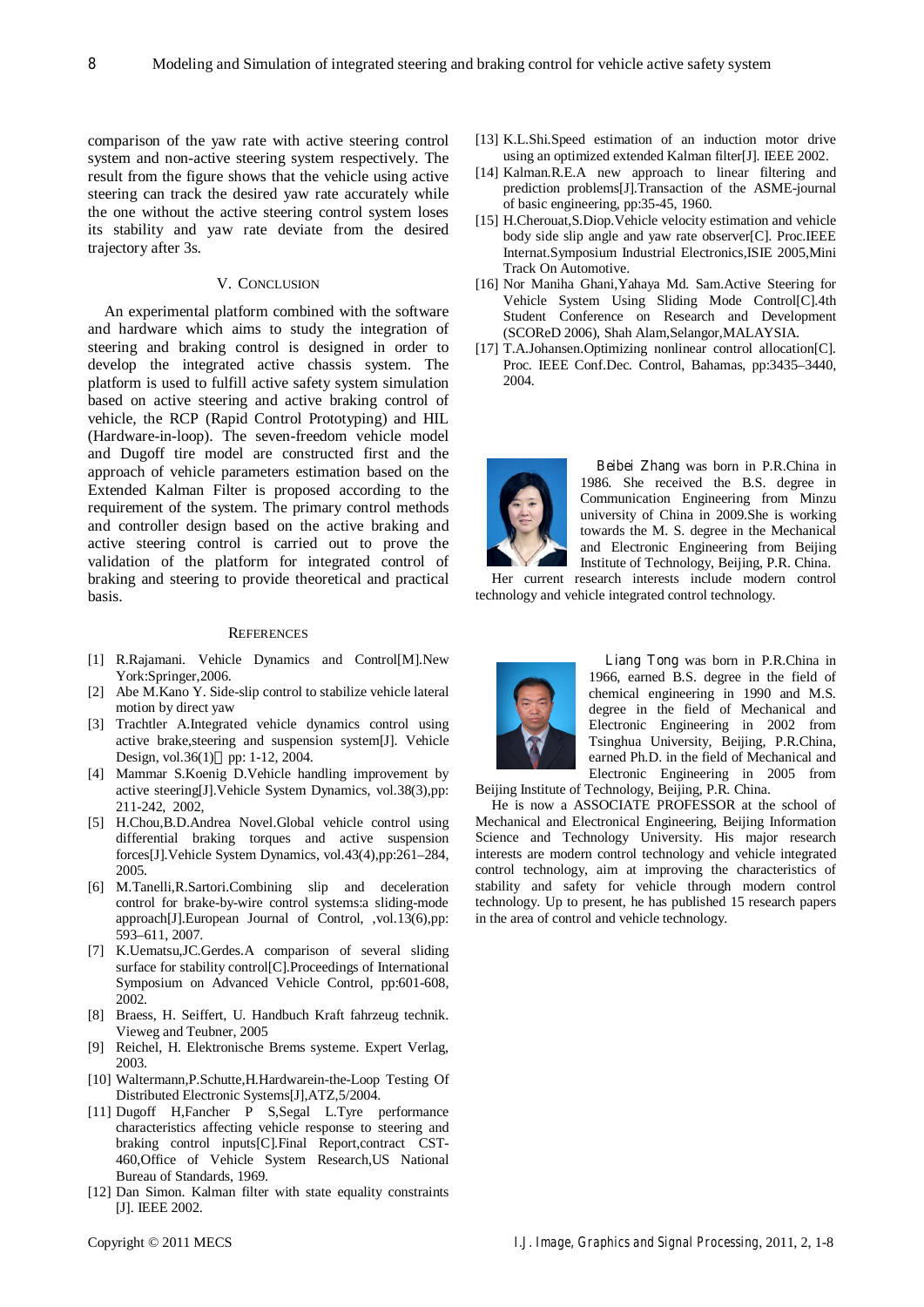comparison of the yaw rate with active steering control system and non-active steering system respectively. The result from the figure shows that the vehicle using active steering can track the desired yaw rate accurately while the one without the active steering control system loses its stability and yaw rate deviate from the desired trajectory after 3s.

## V. CONCLUSION

An experimental platform combined with the software and hardware which aims to study the integration of steering and braking control is designed in order to develop the integrated active chassis system. The platform is used to fulfill active safety system simulation based on active steering and active braking control of vehicle, the RCP (Rapid Control Prototyping) and HIL (Hardware-in-loop). The seven-freedom vehicle model and Dugoff tire model are constructed first and the approach of vehicle parameters estimation based on the Extended Kalman Filter is proposed according to the requirement of the system. The primary control methods and controller design based on the active braking and active steering control is carried out to prove the validation of the platform for integrated control of braking and steering to provide theoretical and practical basis.

## REFERENCES

[1] R.Rajamani. Vehicle Dynamics and Control[M].New York:Springer,2006.

[2] Abe M.Kano Y. Side-slip control to stabilize vehicle lateral motion by direct yaw

[3] Trachtler A.Integrated vehicle dynamics control using active brake,steering and suspension system[J]. Vehicle Design, vol.36(1)，pp: 1-12, 2004.

[4] Mammar S.Koenig D.Vehicle handling improvement by active steering[J].Vehicle System Dynamics, vol.38(3),pp: 211-242, 2002,

[5] H.Chou,B.D.Andrea Novel.Global vehicle control using differential braking torques and active suspension forces[J].Vehicle System Dynamics, vol.43(4),pp:261–284, 2005.

[6] M.Tanelli,R.Sartori.Combining slip and deceleration control for brake-by-wire control systems:a sliding-mode approach[J].European Journal of Control, ,vol.13(6),pp: 593–611, 2007.

[7] K.Uematsu,JC.Gerdes.A comparison of several sliding surface for stability control[C].Proceedings of International Symposium on Advanced Vehicle Control, pp:601-608, 2002.

[8] Braess, H. Seiffert, U. Handbuch Kraft fahrzeug technik. Vieweg and Teubner, 2005

[9] Reichel, H. Elektronische Brems systeme. Expert Verlag, 2003.

[10] Waltermann,P.Schutte,H.Hardwarein-the-Loop Testing Of Distributed Electronic Systems[J],ATZ,5/2004.

[11] Dugoff H,Fancher P S,Segal L.Tyre performance characteristics affecting vehicle response to steering and braking control inputs[C].Final Report,contract CST-460,Office of Vehicle System Research,US National Bureau of Standards, 1969.

[12] Dan Simon. Kalman filter with state equality constraints [J]. IEEE 2002.

[13] K.L.Shi.Speed estimation of an induction motor drive using an optimized extended Kalman filter[J]. IEEE 2002.

[14] Kalman.R.E.A new approach to linear filtering and prediction problems[J].Transaction of the ASME-journal of basic engineering, pp:35-45, 1960.

[15] H.Cherouat,S.Diop.Vehicle velocity estimation and vehicle body side slip angle and yaw rate observer[C]. Proc.IEEE Internat.Symposium Industrial Electronics,ISIE 2005,Mini Track On Automotive.

[16] Nor Maniha Ghani,Yahaya Md. Sam.Active Steering for Vehicle System Using Sliding Mode Control[C].4th Student Conference on Research and Development (SCOReD 2006), Shah Alam,Selangor,MALAYSIA.

[17] T.A.Johansen.Optimizing nonlinear control allocation[C]. Proc. IEEE Conf.Dec. Control, Bahamas, pp:3435–3440, 2004.

**Beibei Zhang** was born in P.R.China in 1986. She received the B.S. degree in Communication Engineering from Minzu university of China in 2009.She is working towards the M. S. degree in the Mechanical and Electronic Engineering from Beijing Institute of Technology, Beijing, P.R. China.

Her current research interests include modern control technology and vehicle integrated control technology.

**Liang Tong** was born in P.R.China in 1966, earned B.S. degree in the field of chemical engineering in 1990 and M.S. degree in the field of Mechanical and Electronic Engineering in 2002 from Tsinghua University, Beijing, P.R.China, earned Ph.D. in the field of Mechanical and Electronic Engineering in 2005 from Beijing Institute of Technology, Beijing, P.R. China.

He is now a ASSOCIATE PROFESSOR at the school of Mechanical and Electronical Engineering, Beijing Information Science and Technology University. His major research interests are modern control technology and vehicle integrated control technology, aim at improving the characteristics of stability and safety for vehicle through modern control technology. Up to present, he has published 15 research papers in the area of control and vehicle technology.